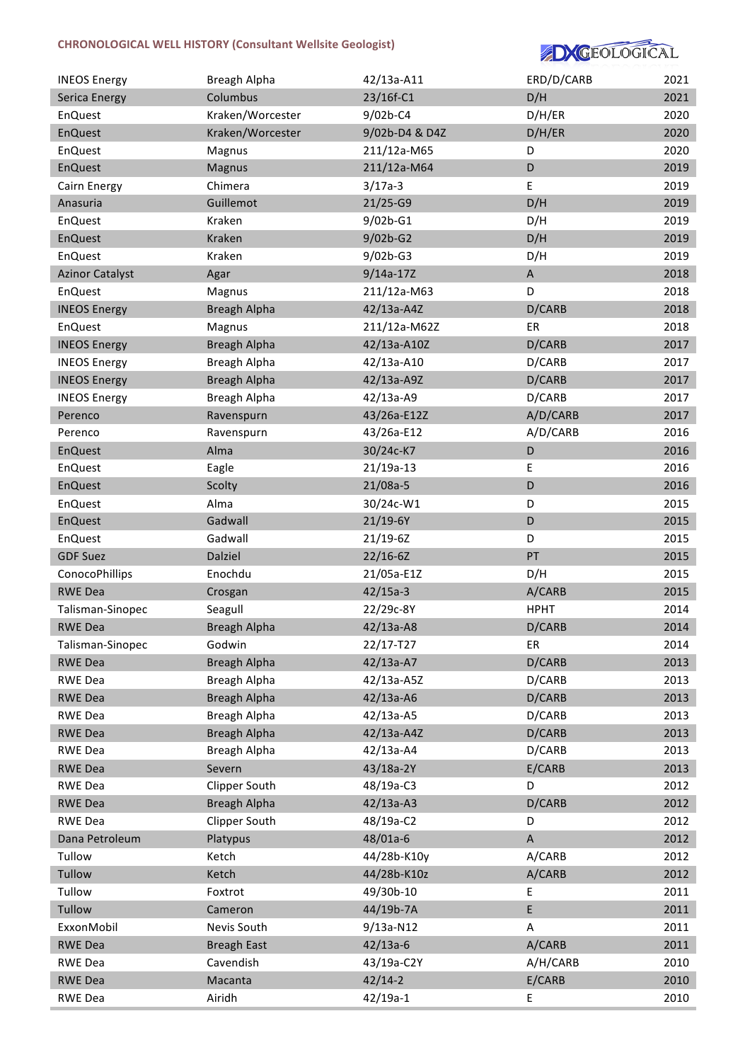## CHRONOLOGICAL WELL HISTORY (Consultant Wellsite Geologist)

| | | | | |
|---|---|---|---|---|
| INEOS Energy | Breagh Alpha | 42/13a-A11 | ERD/D/CARB | 2021 |
| Serica Energy | Columbus | 23/16f-C1 | D/H | 2021 |
| EnQuest | Kraken/Worcester | 9/02b-C4 | D/H/ER | 2020 |
| EnQuest | Kraken/Worcester | 9/02b-D4 & D4Z | D/H/ER | 2020 |
| EnQuest | Magnus | 211/12a-M65 | D | 2020 |
| EnQuest | Magnus | 211/12a-M64 | D | 2019 |
| Cairn Energy | Chimera | 3/17a-3 | E | 2019 |
| Anasuria | Guillemot | 21/25-G9 | D/H | 2019 |
| EnQuest | Kraken | 9/02b-G1 | D/H | 2019 |
| EnQuest | Kraken | 9/02b-G2 | D/H | 2019 |
| EnQuest | Kraken | 9/02b-G3 | D/H | 2019 |
| Azinor Catalyst | Agar | 9/14a-17Z | A | 2018 |
| EnQuest | Magnus | 211/12a-M63 | D | 2018 |
| INEOS Energy | Breagh Alpha | 42/13a-A4Z | D/CARB | 2018 |
| EnQuest | Magnus | 211/12a-M62Z | ER | 2018 |
| INEOS Energy | Breagh Alpha | 42/13a-A10Z | D/CARB | 2017 |
| INEOS Energy | Breagh Alpha | 42/13a-A10 | D/CARB | 2017 |
| INEOS Energy | Breagh Alpha | 42/13a-A9Z | D/CARB | 2017 |
| INEOS Energy | Breagh Alpha | 42/13a-A9 | D/CARB | 2017 |
| Perenco | Ravenspurn | 43/26a-E12Z | A/D/CARB | 2017 |
| Perenco | Ravenspurn | 43/26a-E12 | A/D/CARB | 2016 |
| EnQuest | Alma | 30/24c-K7 | D | 2016 |
| EnQuest | Eagle | 21/19a-13 | E | 2016 |
| EnQuest | Scolty | 21/08a-5 | D | 2016 |
| EnQuest | Alma | 30/24c-W1 | D | 2015 |
| EnQuest | Gadwall | 21/19-6Y | D | 2015 |
| EnQuest | Gadwall | 21/19-6Z | D | 2015 |
| GDF Suez | Dalziel | 22/16-6Z | PT | 2015 |
| ConocoPhillips | Enochdu | 21/05a-E1Z | D/H | 2015 |
| RWE Dea | Crosgan | 42/15a-3 | A/CARB | 2015 |
| Talisman-Sinopec | Seagull | 22/29c-8Y | HPHT | 2014 |
| RWE Dea | Breagh Alpha | 42/13a-A8 | D/CARB | 2014 |
| Talisman-Sinopec | Godwin | 22/17-T27 | ER | 2014 |
| RWE Dea | Breagh Alpha | 42/13a-A7 | D/CARB | 2013 |
| RWE Dea | Breagh Alpha | 42/13a-A5Z | D/CARB | 2013 |
| RWE Dea | Breagh Alpha | 42/13a-A6 | D/CARB | 2013 |
| RWE Dea | Breagh Alpha | 42/13a-A5 | D/CARB | 2013 |
| RWE Dea | Breagh Alpha | 42/13a-A4Z | D/CARB | 2013 |
| RWE Dea | Breagh Alpha | 42/13a-A4 | D/CARB | 2013 |
| RWE Dea | Severn | 43/18a-2Y | E/CARB | 2013 |
| RWE Dea | Clipper South | 48/19a-C3 | D | 2012 |
| RWE Dea | Breagh Alpha | 42/13a-A3 | D/CARB | 2012 |
| RWE Dea | Clipper South | 48/19a-C2 | D | 2012 |
| Dana Petroleum | Platypus | 48/01a-6 | A | 2012 |
| Tullow | Ketch | 44/28b-K10y | A/CARB | 2012 |
| Tullow | Ketch | 44/28b-K10z | A/CARB | 2012 |
| Tullow | Foxtrot | 49/30b-10 | E | 2011 |
| Tullow | Cameron | 44/19b-7A | E | 2011 |
| ExxonMobil | Nevis South | 9/13a-N12 | A | 2011 |
| RWE Dea | Breagh East | 42/13a-6 | A/CARB | 2011 |
| RWE Dea | Cavendish | 43/19a-C2Y | A/H/CARB | 2010 |
| RWE Dea | Macanta | 42/14-2 | E/CARB | 2010 |
| RWE Dea | Airidh | 42/19a-1 | E | 2010 |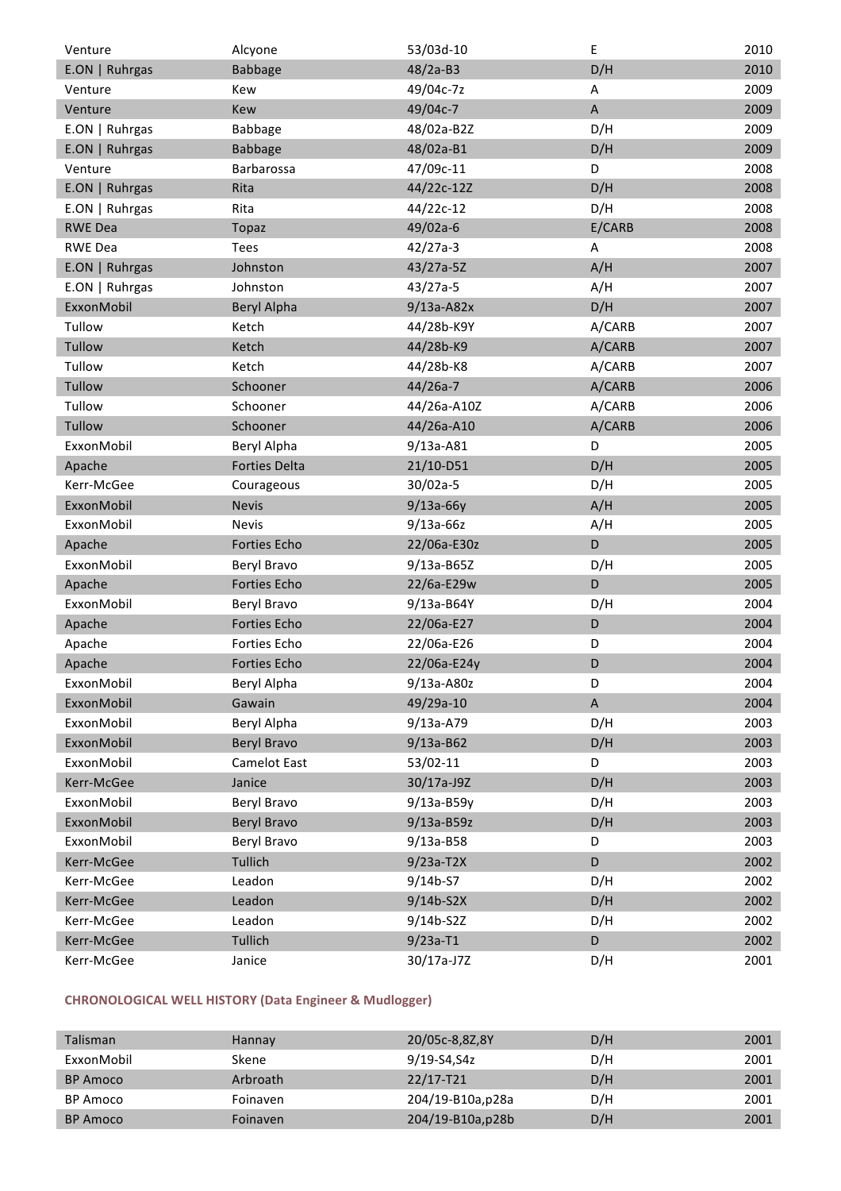| | | | | |
|---|---|---|---|---|
| Venture | Alcyone | 53/03d-10 | E | 2010 |
| E.ON \| Ruhrgas | Babbage | 48/2a-B3 | D/H | 2010 |
| Venture | Kew | 49/04c-7z | A | 2009 |
| Venture | Kew | 49/04c-7 | A | 2009 |
| E.ON \| Ruhrgas | Babbage | 48/02a-B2Z | D/H | 2009 |
| E.ON \| Ruhrgas | Babbage | 48/02a-B1 | D/H | 2009 |
| Venture | Barbarossa | 47/09c-11 | D | 2008 |
| E.ON \| Ruhrgas | Rita | 44/22c-12Z | D/H | 2008 |
| E.ON \| Ruhrgas | Rita | 44/22c-12 | D/H | 2008 |
| RWE Dea | Topaz | 49/02a-6 | E/CARB | 2008 |
| RWE Dea | Tees | 42/27a-3 | A | 2008 |
| E.ON \| Ruhrgas | Johnston | 43/27a-5Z | A/H | 2007 |
| E.ON \| Ruhrgas | Johnston | 43/27a-5 | A/H | 2007 |
| ExxonMobil | Beryl Alpha | 9/13a-A82x | D/H | 2007 |
| Tullow | Ketch | 44/28b-K9Y | A/CARB | 2007 |
| Tullow | Ketch | 44/28b-K9 | A/CARB | 2007 |
| Tullow | Ketch | 44/28b-K8 | A/CARB | 2007 |
| Tullow | Schooner | 44/26a-7 | A/CARB | 2006 |
| Tullow | Schooner | 44/26a-A10Z | A/CARB | 2006 |
| Tullow | Schooner | 44/26a-A10 | A/CARB | 2006 |
| ExxonMobil | Beryl Alpha | 9/13a-A81 | D | 2005 |
| Apache | Forties Delta | 21/10-D51 | D/H | 2005 |
| Kerr-McGee | Courageous | 30/02a-5 | D/H | 2005 |
| ExxonMobil | Nevis | 9/13a-66y | A/H | 2005 |
| ExxonMobil | Nevis | 9/13a-66z | A/H | 2005 |
| Apache | Forties Echo | 22/06a-E30z | D | 2005 |
| ExxonMobil | Beryl Bravo | 9/13a-B65Z | D/H | 2005 |
| Apache | Forties Echo | 22/6a-E29w | D | 2005 |
| ExxonMobil | Beryl Bravo | 9/13a-B64Y | D/H | 2004 |
| Apache | Forties Echo | 22/06a-E27 | D | 2004 |
| Apache | Forties Echo | 22/06a-E26 | D | 2004 |
| Apache | Forties Echo | 22/06a-E24y | D | 2004 |
| ExxonMobil | Beryl Alpha | 9/13a-A80z | D | 2004 |
| ExxonMobil | Gawain | 49/29a-10 | A | 2004 |
| ExxonMobil | Beryl Alpha | 9/13a-A79 | D/H | 2003 |
| ExxonMobil | Beryl Bravo | 9/13a-B62 | D/H | 2003 |
| ExxonMobil | Camelot East | 53/02-11 | D | 2003 |
| Kerr-McGee | Janice | 30/17a-J9Z | D/H | 2003 |
| ExxonMobil | Beryl Bravo | 9/13a-B59y | D/H | 2003 |
| ExxonMobil | Beryl Bravo | 9/13a-B59z | D/H | 2003 |
| ExxonMobil | Beryl Bravo | 9/13a-B58 | D | 2003 |
| Kerr-McGee | Tullich | 9/23a-T2X | D | 2002 |
| Kerr-McGee | Leadon | 9/14b-S7 | D/H | 2002 |
| Kerr-McGee | Leadon | 9/14b-S2X | D/H | 2002 |
| Kerr-McGee | Leadon | 9/14b-S2Z | D/H | 2002 |
| Kerr-McGee | Tullich | 9/23a-T1 | D | 2002 |
| Kerr-McGee | Janice | 30/17a-J7Z | D/H | 2001 |

**CHRONOLOGICAL WELL HISTORY (Data Engineer & Mudlogger)**

| | | | | |
|---|---|---|---|---|
| Talisman | Hannay | 20/05c-8,8Z,8Y | D/H | 2001 |
| ExxonMobil | Skene | 9/19-S4,S4z | D/H | 2001 |
| BP Amoco | Arbroath | 22/17-T21 | D/H | 2001 |
| BP Amoco | Foinaven | 204/19-B10a,p28a | D/H | 2001 |
| BP Amoco | Foinaven | 204/19-B10a,p28b | D/H | 2001 |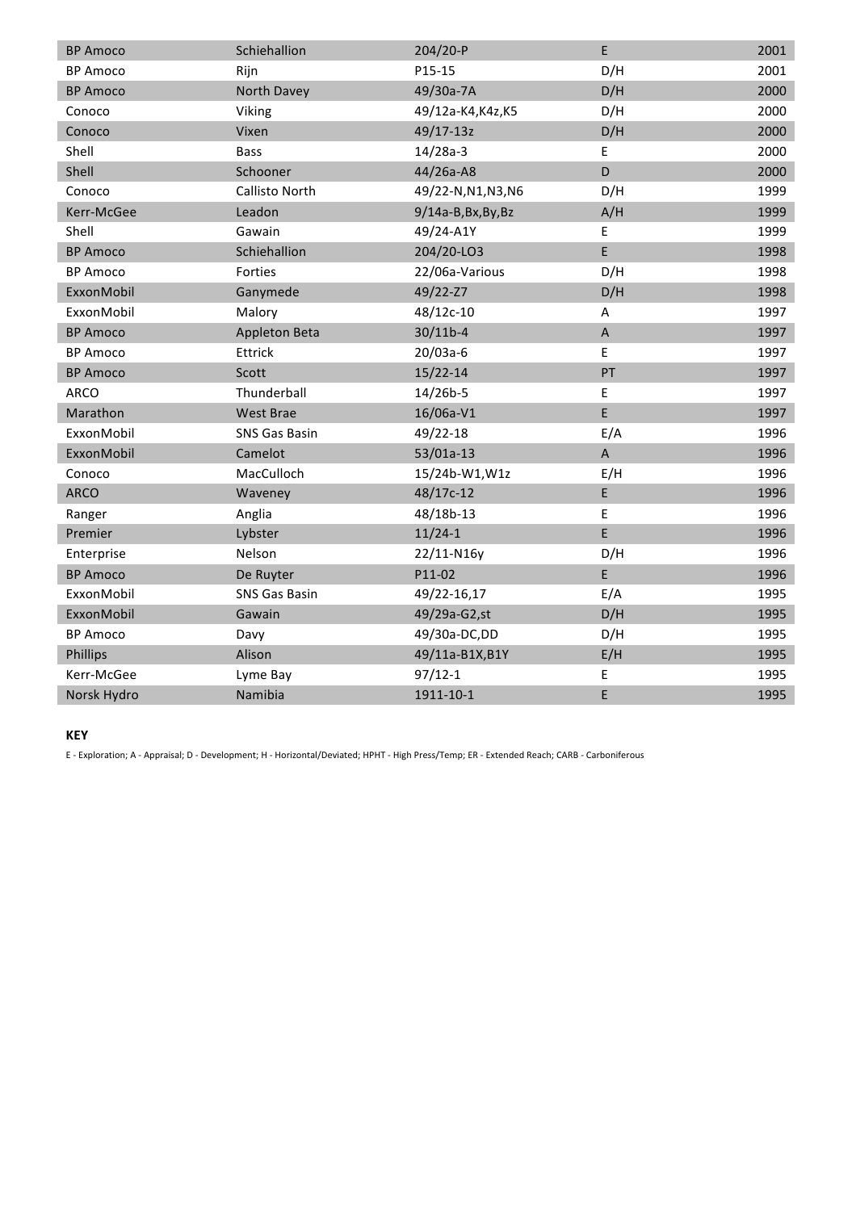| | | | | |
|---|---|---|---|---|
| BP Amoco | Schiehallion | 204/20-P | E | 2001 |
| BP Amoco | Rijn | P15-15 | D/H | 2001 |
| BP Amoco | North Davey | 49/30a-7A | D/H | 2000 |
| Conoco | Viking | 49/12a-K4,K4z,K5 | D/H | 2000 |
| Conoco | Vixen | 49/17-13z | D/H | 2000 |
| Shell | Bass | 14/28a-3 | E | 2000 |
| Shell | Schooner | 44/26a-A8 | D | 2000 |
| Conoco | Callisto North | 49/22-N,N1,N3,N6 | D/H | 1999 |
| Kerr-McGee | Leadon | 9/14a-B,Bx,By,Bz | A/H | 1999 |
| Shell | Gawain | 49/24-A1Y | E | 1999 |
| BP Amoco | Schiehallion | 204/20-LO3 | E | 1998 |
| BP Amoco | Forties | 22/06a-Various | D/H | 1998 |
| ExxonMobil | Ganymede | 49/22-Z7 | D/H | 1998 |
| ExxonMobil | Malory | 48/12c-10 | A | 1997 |
| BP Amoco | Appleton Beta | 30/11b-4 | A | 1997 |
| BP Amoco | Ettrick | 20/03a-6 | E | 1997 |
| BP Amoco | Scott | 15/22-14 | PT | 1997 |
| ARCO | Thunderball | 14/26b-5 | E | 1997 |
| Marathon | West Brae | 16/06a-V1 | E | 1997 |
| ExxonMobil | SNS Gas Basin | 49/22-18 | E/A | 1996 |
| ExxonMobil | Camelot | 53/01a-13 | A | 1996 |
| Conoco | MacCulloch | 15/24b-W1,W1z | E/H | 1996 |
| ARCO | Waveney | 48/17c-12 | E | 1996 |
| Ranger | Anglia | 48/18b-13 | E | 1996 |
| Premier | Lybster | 11/24-1 | E | 1996 |
| Enterprise | Nelson | 22/11-N16y | D/H | 1996 |
| BP Amoco | De Ruyter | P11-02 | E | 1996 |
| ExxonMobil | SNS Gas Basin | 49/22-16,17 | E/A | 1995 |
| ExxonMobil | Gawain | 49/29a-G2,st | D/H | 1995 |
| BP Amoco | Davy | 49/30a-DC,DD | D/H | 1995 |
| Phillips | Alison | 49/11a-B1X,B1Y | E/H | 1995 |
| Kerr-McGee | Lyme Bay | 97/12-1 | E | 1995 |
| Norsk Hydro | Namibia | 1911-10-1 | E | 1995 |

**KEY**

E - Exploration; A - Appraisal; D - Development; H - Horizontal/Deviated; HPHT - High Press/Temp; ER - Extended Reach; CARB - Carboniferous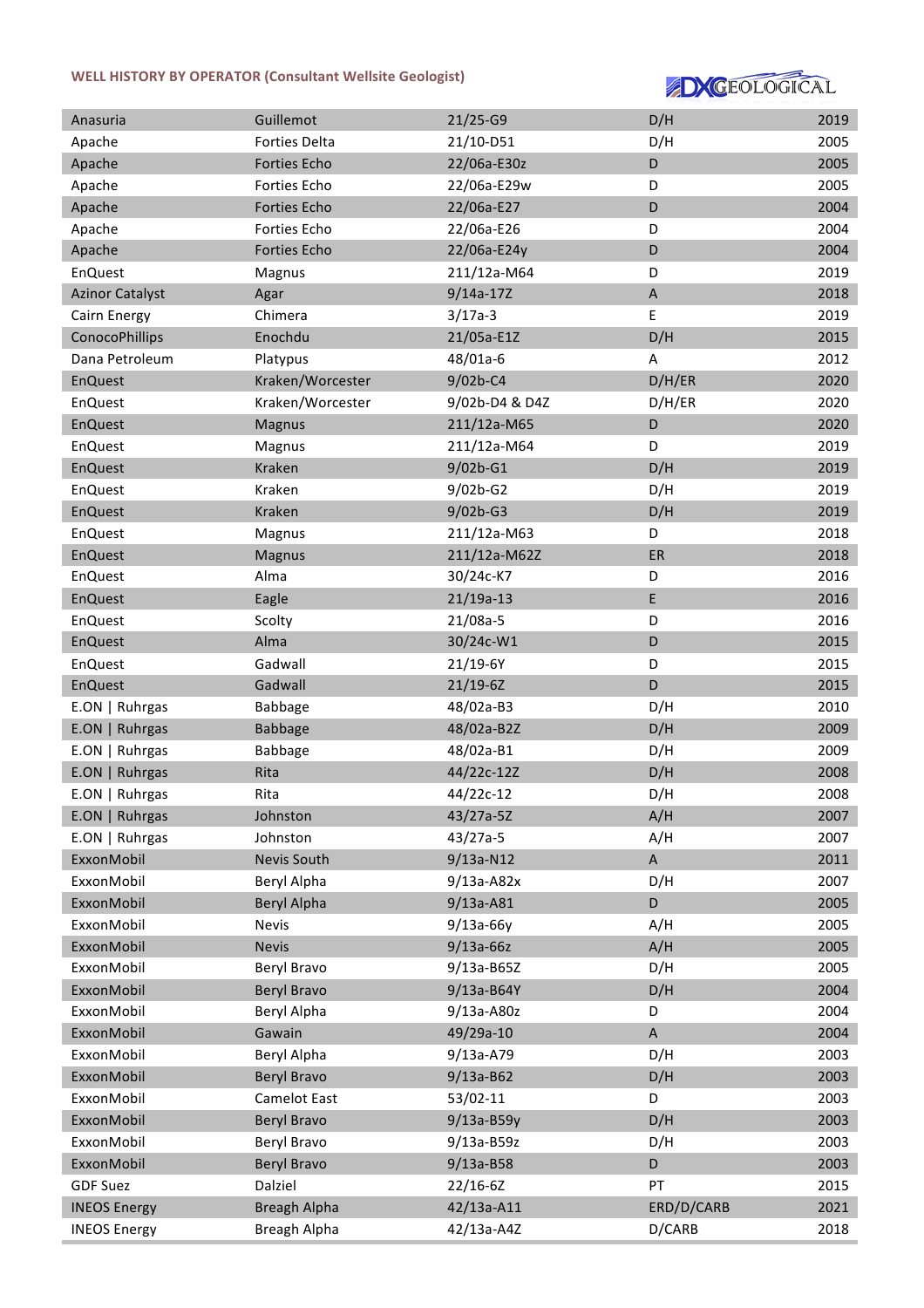**WELL HISTORY BY OPERATOR (Consultant Wellsite Geologist)**

DXGEOLOGICAL

| | | | | |
|---|---|---|---|---|
| Anasuria | Guillemot | 21/25-G9 | D/H | 2019 |
| Apache | Forties Delta | 21/10-D51 | D/H | 2005 |
| Apache | Forties Echo | 22/06a-E30z | D | 2005 |
| Apache | Forties Echo | 22/06a-E29w | D | 2005 |
| Apache | Forties Echo | 22/06a-E27 | D | 2004 |
| Apache | Forties Echo | 22/06a-E26 | D | 2004 |
| Apache | Forties Echo | 22/06a-E24y | D | 2004 |
| EnQuest | Magnus | 211/12a-M64 | D | 2019 |
| Azinor Catalyst | Agar | 9/14a-17Z | A | 2018 |
| Cairn Energy | Chimera | 3/17a-3 | E | 2019 |
| ConocoPhillips | Enochdu | 21/05a-E1Z | D/H | 2015 |
| Dana Petroleum | Platypus | 48/01a-6 | A | 2012 |
| EnQuest | Kraken/Worcester | 9/02b-C4 | D/H/ER | 2020 |
| EnQuest | Kraken/Worcester | 9/02b-D4 & D4Z | D/H/ER | 2020 |
| EnQuest | Magnus | 211/12a-M65 | D | 2020 |
| EnQuest | Magnus | 211/12a-M64 | D | 2019 |
| EnQuest | Kraken | 9/02b-G1 | D/H | 2019 |
| EnQuest | Kraken | 9/02b-G2 | D/H | 2019 |
| EnQuest | Kraken | 9/02b-G3 | D/H | 2019 |
| EnQuest | Magnus | 211/12a-M63 | D | 2018 |
| EnQuest | Magnus | 211/12a-M62Z | ER | 2018 |
| EnQuest | Alma | 30/24c-K7 | D | 2016 |
| EnQuest | Eagle | 21/19a-13 | E | 2016 |
| EnQuest | Scolty | 21/08a-5 | D | 2016 |
| EnQuest | Alma | 30/24c-W1 | D | 2015 |
| EnQuest | Gadwall | 21/19-6Y | D | 2015 |
| EnQuest | Gadwall | 21/19-6Z | D | 2015 |
| E.ON \| Ruhrgas | Babbage | 48/02a-B3 | D/H | 2010 |
| E.ON \| Ruhrgas | Babbage | 48/02a-B2Z | D/H | 2009 |
| E.ON \| Ruhrgas | Babbage | 48/02a-B1 | D/H | 2009 |
| E.ON \| Ruhrgas | Rita | 44/22c-12Z | D/H | 2008 |
| E.ON \| Ruhrgas | Rita | 44/22c-12 | D/H | 2008 |
| E.ON \| Ruhrgas | Johnston | 43/27a-5Z | A/H | 2007 |
| E.ON \| Ruhrgas | Johnston | 43/27a-5 | A/H | 2007 |
| ExxonMobil | Nevis South | 9/13a-N12 | A | 2011 |
| ExxonMobil | Beryl Alpha | 9/13a-A82x | D/H | 2007 |
| ExxonMobil | Beryl Alpha | 9/13a-A81 | D | 2005 |
| ExxonMobil | Nevis | 9/13a-66y | A/H | 2005 |
| ExxonMobil | Nevis | 9/13a-66z | A/H | 2005 |
| ExxonMobil | Beryl Bravo | 9/13a-B65Z | D/H | 2005 |
| ExxonMobil | Beryl Bravo | 9/13a-B64Y | D/H | 2004 |
| ExxonMobil | Beryl Alpha | 9/13a-A80z | D | 2004 |
| ExxonMobil | Gawain | 49/29a-10 | A | 2004 |
| ExxonMobil | Beryl Alpha | 9/13a-A79 | D/H | 2003 |
| ExxonMobil | Beryl Bravo | 9/13a-B62 | D/H | 2003 |
| ExxonMobil | Camelot East | 53/02-11 | D | 2003 |
| ExxonMobil | Beryl Bravo | 9/13a-B59y | D/H | 2003 |
| ExxonMobil | Beryl Bravo | 9/13a-B59z | D/H | 2003 |
| ExxonMobil | Beryl Bravo | 9/13a-B58 | D | 2003 |
| GDF Suez | Dalziel | 22/16-6Z | PT | 2015 |
| INEOS Energy | Breagh Alpha | 42/13a-A11 | ERD/D/CARB | 2021 |
| INEOS Energy | Breagh Alpha | 42/13a-A4Z | D/CARB | 2018 |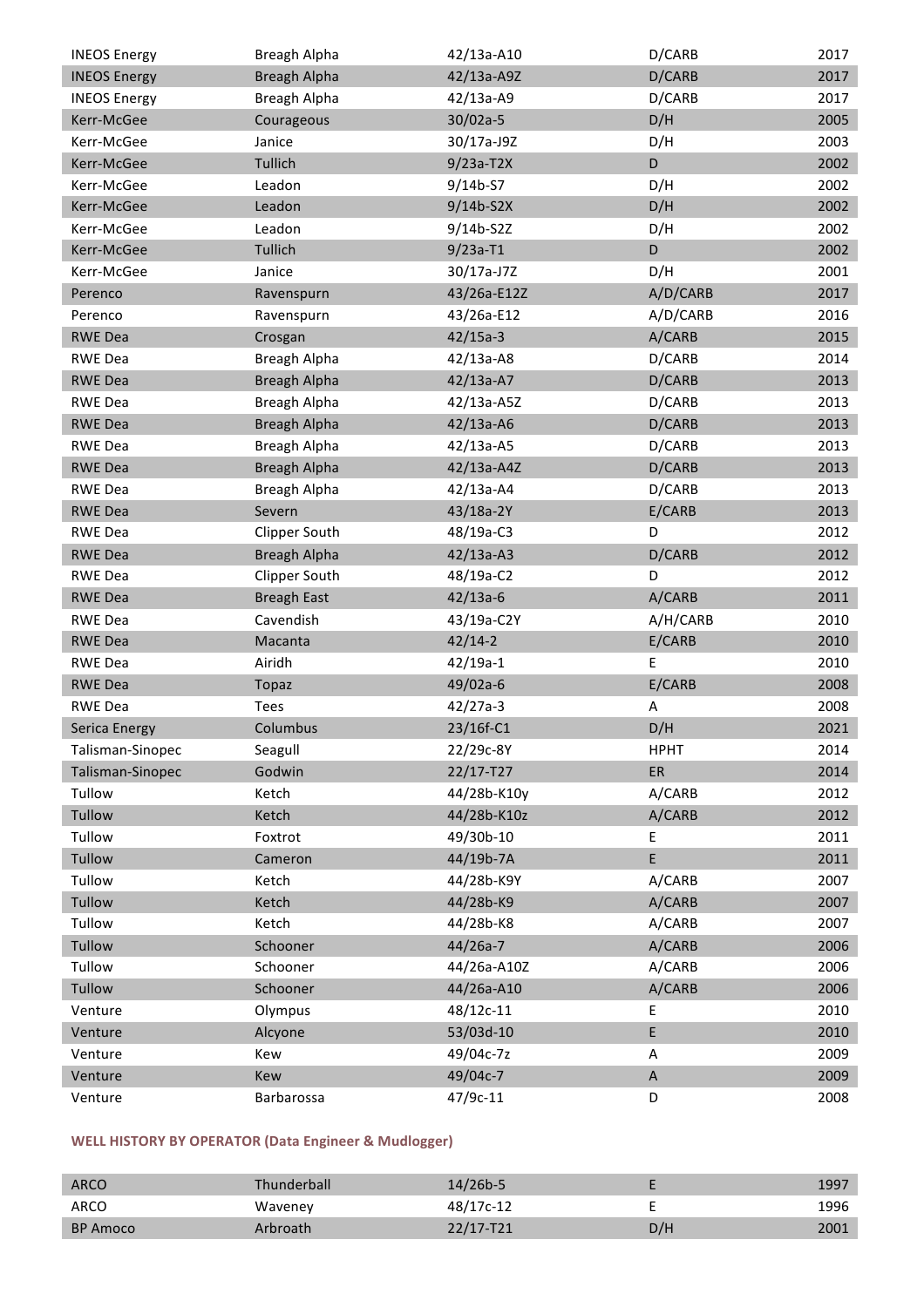| | | | | |
|---|---|---|---|---|
| INEOS Energy | Breagh Alpha | 42/13a-A10 | D/CARB | 2017 |
| INEOS Energy | Breagh Alpha | 42/13a-A9Z | D/CARB | 2017 |
| INEOS Energy | Breagh Alpha | 42/13a-A9 | D/CARB | 2017 |
| Kerr-McGee | Courageous | 30/02a-5 | D/H | 2005 |
| Kerr-McGee | Janice | 30/17a-J9Z | D/H | 2003 |
| Kerr-McGee | Tullich | 9/23a-T2X | D | 2002 |
| Kerr-McGee | Leadon | 9/14b-S7 | D/H | 2002 |
| Kerr-McGee | Leadon | 9/14b-S2X | D/H | 2002 |
| Kerr-McGee | Leadon | 9/14b-S2Z | D/H | 2002 |
| Kerr-McGee | Tullich | 9/23a-T1 | D | 2002 |
| Kerr-McGee | Janice | 30/17a-J7Z | D/H | 2001 |
| Perenco | Ravenspurn | 43/26a-E12Z | A/D/CARB | 2017 |
| Perenco | Ravenspurn | 43/26a-E12 | A/D/CARB | 2016 |
| RWE Dea | Crosgan | 42/15a-3 | A/CARB | 2015 |
| RWE Dea | Breagh Alpha | 42/13a-A8 | D/CARB | 2014 |
| RWE Dea | Breagh Alpha | 42/13a-A7 | D/CARB | 2013 |
| RWE Dea | Breagh Alpha | 42/13a-A5Z | D/CARB | 2013 |
| RWE Dea | Breagh Alpha | 42/13a-A6 | D/CARB | 2013 |
| RWE Dea | Breagh Alpha | 42/13a-A5 | D/CARB | 2013 |
| RWE Dea | Breagh Alpha | 42/13a-A4Z | D/CARB | 2013 |
| RWE Dea | Breagh Alpha | 42/13a-A4 | D/CARB | 2013 |
| RWE Dea | Severn | 43/18a-2Y | E/CARB | 2013 |
| RWE Dea | Clipper South | 48/19a-C3 | D | 2012 |
| RWE Dea | Breagh Alpha | 42/13a-A3 | D/CARB | 2012 |
| RWE Dea | Clipper South | 48/19a-C2 | D | 2012 |
| RWE Dea | Breagh East | 42/13a-6 | A/CARB | 2011 |
| RWE Dea | Cavendish | 43/19a-C2Y | A/H/CARB | 2010 |
| RWE Dea | Macanta | 42/14-2 | E/CARB | 2010 |
| RWE Dea | Airidh | 42/19a-1 | E | 2010 |
| RWE Dea | Topaz | 49/02a-6 | E/CARB | 2008 |
| RWE Dea | Tees | 42/27a-3 | A | 2008 |
| Serica Energy | Columbus | 23/16f-C1 | D/H | 2021 |
| Talisman-Sinopec | Seagull | 22/29c-8Y | HPHT | 2014 |
| Talisman-Sinopec | Godwin | 22/17-T27 | ER | 2014 |
| Tullow | Ketch | 44/28b-K10y | A/CARB | 2012 |
| Tullow | Ketch | 44/28b-K10z | A/CARB | 2012 |
| Tullow | Foxtrot | 49/30b-10 | E | 2011 |
| Tullow | Cameron | 44/19b-7A | E | 2011 |
| Tullow | Ketch | 44/28b-K9Y | A/CARB | 2007 |
| Tullow | Ketch | 44/28b-K9 | A/CARB | 2007 |
| Tullow | Ketch | 44/28b-K8 | A/CARB | 2007 |
| Tullow | Schooner | 44/26a-7 | A/CARB | 2006 |
| Tullow | Schooner | 44/26a-A10Z | A/CARB | 2006 |
| Tullow | Schooner | 44/26a-A10 | A/CARB | 2006 |
| Venture | Olympus | 48/12c-11 | E | 2010 |
| Venture | Alcyone | 53/03d-10 | E | 2010 |
| Venture | Kew | 49/04c-7z | A | 2009 |
| Venture | Kew | 49/04c-7 | A | 2009 |
| Venture | Barbarossa | 47/9c-11 | D | 2008 |

### WELL HISTORY BY OPERATOR (Data Engineer & Mudlogger)

| | | | | |
|---|---|---|---|---|
| ARCO | Thunderball | 14/26b-5 | E | 1997 |
| ARCO | Waveney | 48/17c-12 | E | 1996 |
| BP Amoco | Arbroath | 22/17-T21 | D/H | 2001 |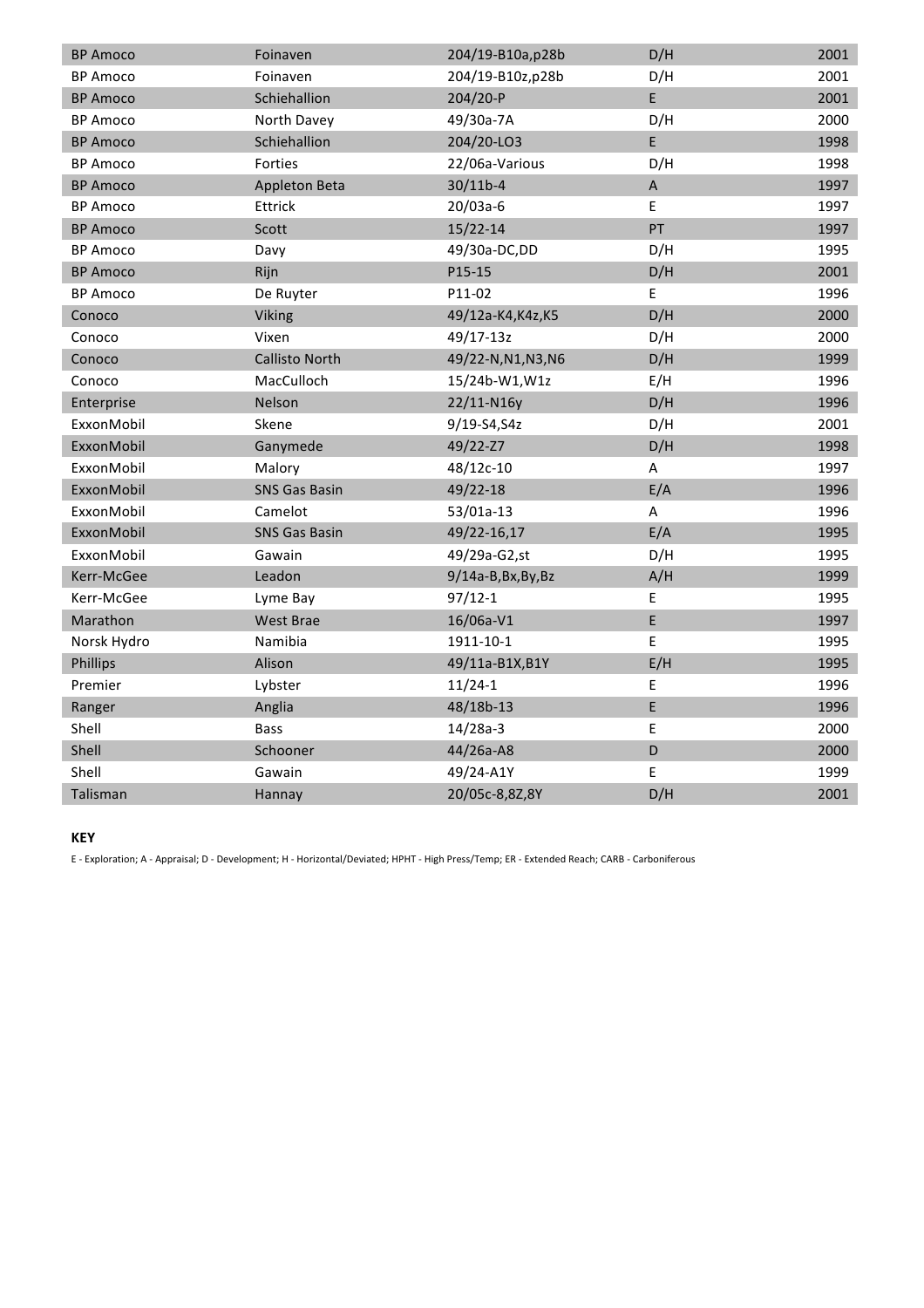| | | | | |
|---|---|---|---|---|
| BP Amoco | Foinaven | 204/19-B10a,p28b | D/H | 2001 |
| BP Amoco | Foinaven | 204/19-B10z,p28b | D/H | 2001 |
| BP Amoco | Schiehallion | 204/20-P | E | 2001 |
| BP Amoco | North Davey | 49/30a-7A | D/H | 2000 |
| BP Amoco | Schiehallion | 204/20-LO3 | E | 1998 |
| BP Amoco | Forties | 22/06a-Various | D/H | 1998 |
| BP Amoco | Appleton Beta | 30/11b-4 | A | 1997 |
| BP Amoco | Ettrick | 20/03a-6 | E | 1997 |
| BP Amoco | Scott | 15/22-14 | PT | 1997 |
| BP Amoco | Davy | 49/30a-DC,DD | D/H | 1995 |
| BP Amoco | Rijn | P15-15 | D/H | 2001 |
| BP Amoco | De Ruyter | P11-02 | E | 1996 |
| Conoco | Viking | 49/12a-K4,K4z,K5 | D/H | 2000 |
| Conoco | Vixen | 49/17-13z | D/H | 2000 |
| Conoco | Callisto North | 49/22-N,N1,N3,N6 | D/H | 1999 |
| Conoco | MacCulloch | 15/24b-W1,W1z | E/H | 1996 |
| Enterprise | Nelson | 22/11-N16y | D/H | 1996 |
| ExxonMobil | Skene | 9/19-S4,S4z | D/H | 2001 |
| ExxonMobil | Ganymede | 49/22-Z7 | D/H | 1998 |
| ExxonMobil | Malory | 48/12c-10 | A | 1997 |
| ExxonMobil | SNS Gas Basin | 49/22-18 | E/A | 1996 |
| ExxonMobil | Camelot | 53/01a-13 | A | 1996 |
| ExxonMobil | SNS Gas Basin | 49/22-16,17 | E/A | 1995 |
| ExxonMobil | Gawain | 49/29a-G2,st | D/H | 1995 |
| Kerr-McGee | Leadon | 9/14a-B,Bx,By,Bz | A/H | 1999 |
| Kerr-McGee | Lyme Bay | 97/12-1 | E | 1995 |
| Marathon | West Brae | 16/06a-V1 | E | 1997 |
| Norsk Hydro | Namibia | 1911-10-1 | E | 1995 |
| Phillips | Alison | 49/11a-B1X,B1Y | E/H | 1995 |
| Premier | Lybster | 11/24-1 | E | 1996 |
| Ranger | Anglia | 48/18b-13 | E | 1996 |
| Shell | Bass | 14/28a-3 | E | 2000 |
| Shell | Schooner | 44/26a-A8 | D | 2000 |
| Shell | Gawain | 49/24-A1Y | E | 1999 |
| Talisman | Hannay | 20/05c-8,8Z,8Y | D/H | 2001 |

**KEY**

E - Exploration; A - Appraisal; D - Development; H - Horizontal/Deviated; HPHT - High Press/Temp; ER - Extended Reach; CARB - Carboniferous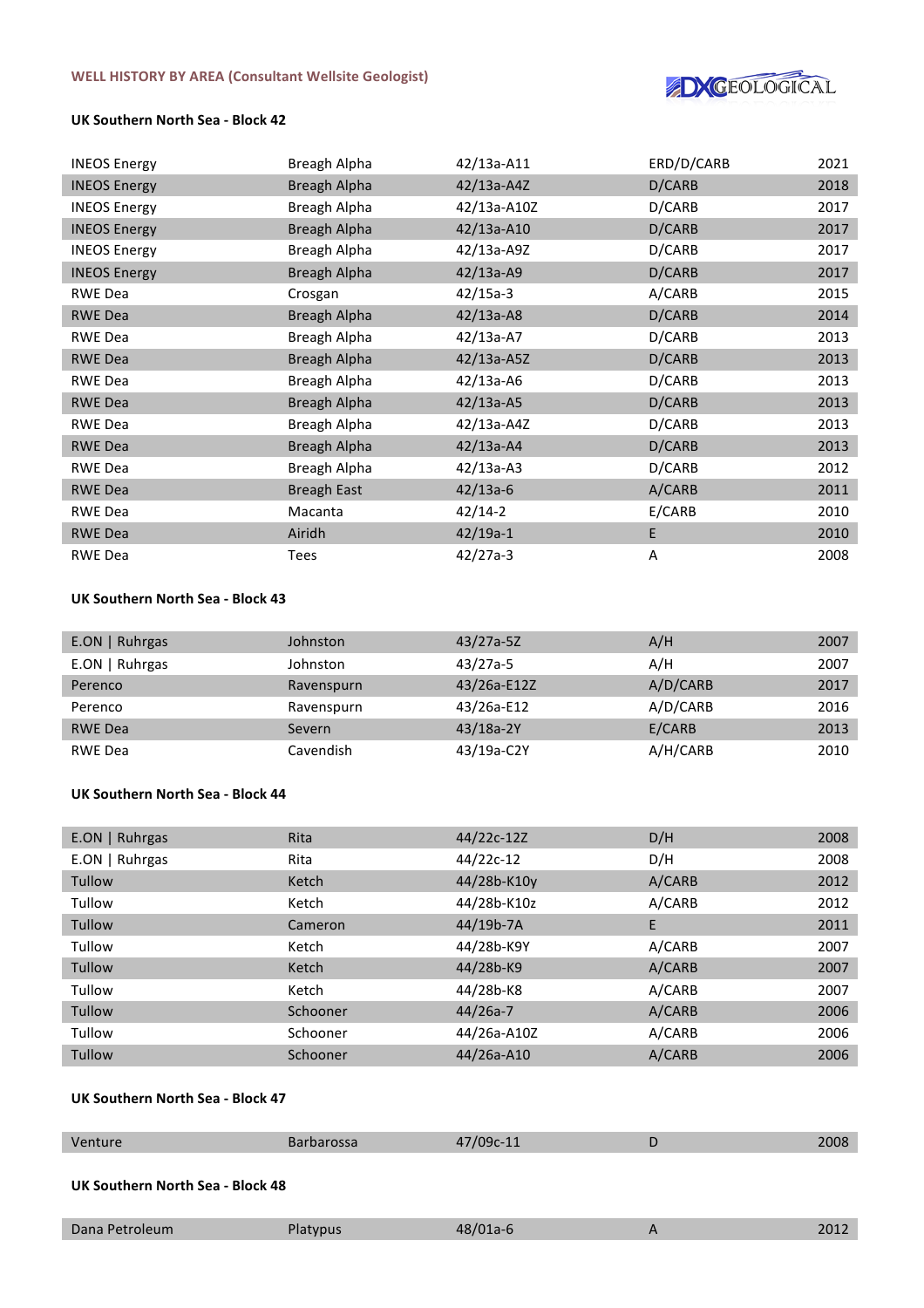**WELL HISTORY BY AREA (Consultant Wellsite Geologist)**

DXGEOLOGICAL

**UK Southern North Sea - Block 42**

| | | | | |
|---|---|---|---|---|
| INEOS Energy | Breagh Alpha | 42/13a-A11 | ERD/D/CARB | 2021 |
| INEOS Energy | Breagh Alpha | 42/13a-A4Z | D/CARB | 2018 |
| INEOS Energy | Breagh Alpha | 42/13a-A10Z | D/CARB | 2017 |
| INEOS Energy | Breagh Alpha | 42/13a-A10 | D/CARB | 2017 |
| INEOS Energy | Breagh Alpha | 42/13a-A9Z | D/CARB | 2017 |
| INEOS Energy | Breagh Alpha | 42/13a-A9 | D/CARB | 2017 |
| RWE Dea | Crosgan | 42/15a-3 | A/CARB | 2015 |
| RWE Dea | Breagh Alpha | 42/13a-A8 | D/CARB | 2014 |
| RWE Dea | Breagh Alpha | 42/13a-A7 | D/CARB | 2013 |
| RWE Dea | Breagh Alpha | 42/13a-A5Z | D/CARB | 2013 |
| RWE Dea | Breagh Alpha | 42/13a-A6 | D/CARB | 2013 |
| RWE Dea | Breagh Alpha | 42/13a-A5 | D/CARB | 2013 |
| RWE Dea | Breagh Alpha | 42/13a-A4Z | D/CARB | 2013 |
| RWE Dea | Breagh Alpha | 42/13a-A4 | D/CARB | 2013 |
| RWE Dea | Breagh Alpha | 42/13a-A3 | D/CARB | 2012 |
| RWE Dea | Breagh East | 42/13a-6 | A/CARB | 2011 |
| RWE Dea | Macanta | 42/14-2 | E/CARB | 2010 |
| RWE Dea | Airidh | 42/19a-1 | E | 2010 |
| RWE Dea | Tees | 42/27a-3 | A | 2008 |

**UK Southern North Sea - Block 43**

| | | | | |
|---|---|---|---|---|
| E.ON \| Ruhrgas | Johnston | 43/27a-5Z | A/H | 2007 |
| E.ON \| Ruhrgas | Johnston | 43/27a-5 | A/H | 2007 |
| Perenco | Ravenspurn | 43/26a-E12Z | A/D/CARB | 2017 |
| Perenco | Ravenspurn | 43/26a-E12 | A/D/CARB | 2016 |
| RWE Dea | Severn | 43/18a-2Y | E/CARB | 2013 |
| RWE Dea | Cavendish | 43/19a-C2Y | A/H/CARB | 2010 |

**UK Southern North Sea - Block 44**

| | | | | |
|---|---|---|---|---|
| E.ON \| Ruhrgas | Rita | 44/22c-12Z | D/H | 2008 |
| E.ON \| Ruhrgas | Rita | 44/22c-12 | D/H | 2008 |
| Tullow | Ketch | 44/28b-K10y | A/CARB | 2012 |
| Tullow | Ketch | 44/28b-K10z | A/CARB | 2012 |
| Tullow | Cameron | 44/19b-7A | E | 2011 |
| Tullow | Ketch | 44/28b-K9Y | A/CARB | 2007 |
| Tullow | Ketch | 44/28b-K9 | A/CARB | 2007 |
| Tullow | Ketch | 44/28b-K8 | A/CARB | 2007 |
| Tullow | Schooner | 44/26a-7 | A/CARB | 2006 |
| Tullow | Schooner | 44/26a-A10Z | A/CARB | 2006 |
| Tullow | Schooner | 44/26a-A10 | A/CARB | 2006 |

**UK Southern North Sea - Block 47**

| | | | | |
|---|---|---|---|---|
| Venture | Barbarossa | 47/09c-11 | D | 2008 |

**UK Southern North Sea - Block 48**

| | | | | |
|---|---|---|---|---|
| Dana Petroleum | Platypus | 48/01a-6 | A | 2012 |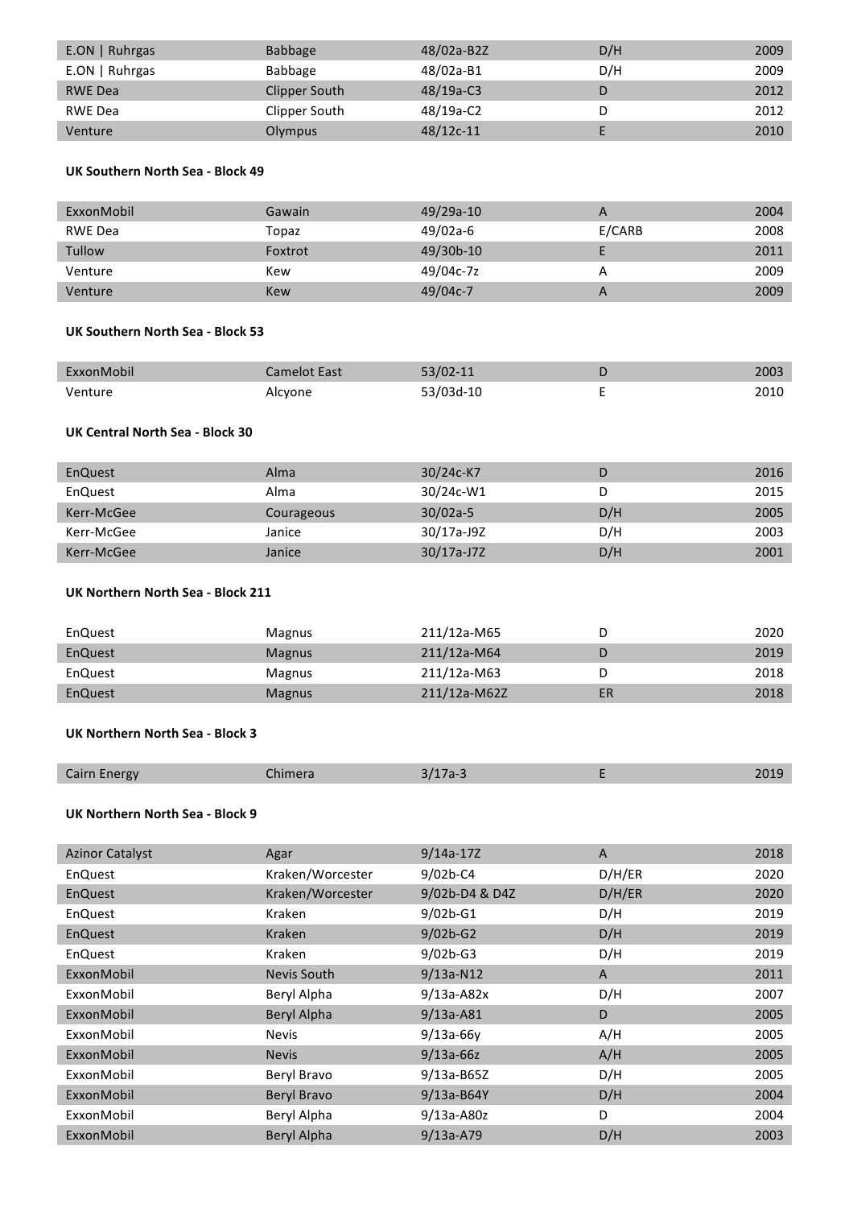| | | | | |
|---|---|---|---|---|
| E.ON \| Ruhrgas | Babbage | 48/02a-B2Z | D/H | 2009 |
| E.ON \| Ruhrgas | Babbage | 48/02a-B1 | D/H | 2009 |
| RWE Dea | Clipper South | 48/19a-C3 | D | 2012 |
| RWE Dea | Clipper South | 48/19a-C2 | D | 2012 |
| Venture | Olympus | 48/12c-11 | E | 2010 |

**UK Southern North Sea - Block 49**

| | | | | |
|---|---|---|---|---|
| ExxonMobil | Gawain | 49/29a-10 | A | 2004 |
| RWE Dea | Topaz | 49/02a-6 | E/CARB | 2008 |
| Tullow | Foxtrot | 49/30b-10 | E | 2011 |
| Venture | Kew | 49/04c-7z | A | 2009 |
| Venture | Kew | 49/04c-7 | A | 2009 |

**UK Southern North Sea - Block 53**

| | | | | |
|---|---|---|---|---|
| ExxonMobil | Camelot East | 53/02-11 | D | 2003 |
| Venture | Alcyone | 53/03d-10 | E | 2010 |

**UK Central North Sea - Block 30**

| | | | | |
|---|---|---|---|---|
| EnQuest | Alma | 30/24c-K7 | D | 2016 |
| EnQuest | Alma | 30/24c-W1 | D | 2015 |
| Kerr-McGee | Courageous | 30/02a-5 | D/H | 2005 |
| Kerr-McGee | Janice | 30/17a-J9Z | D/H | 2003 |
| Kerr-McGee | Janice | 30/17a-J7Z | D/H | 2001 |

**UK Northern North Sea - Block 211**

| | | | | |
|---|---|---|---|---|
| EnQuest | Magnus | 211/12a-M65 | D | 2020 |
| EnQuest | Magnus | 211/12a-M64 | D | 2019 |
| EnQuest | Magnus | 211/12a-M63 | D | 2018 |
| EnQuest | Magnus | 211/12a-M62Z | ER | 2018 |

**UK Northern North Sea - Block 3**

| | | | | |
|---|---|---|---|---|
| Cairn Energy | Chimera | 3/17a-3 | E | 2019 |

**UK Northern North Sea - Block 9**

| | | | | |
|---|---|---|---|---|
| Azinor Catalyst | Agar | 9/14a-17Z | A | 2018 |
| EnQuest | Kraken/Worcester | 9/02b-C4 | D/H/ER | 2020 |
| EnQuest | Kraken/Worcester | 9/02b-D4 & D4Z | D/H/ER | 2020 |
| EnQuest | Kraken | 9/02b-G1 | D/H | 2019 |
| EnQuest | Kraken | 9/02b-G2 | D/H | 2019 |
| EnQuest | Kraken | 9/02b-G3 | D/H | 2019 |
| ExxonMobil | Nevis South | 9/13a-N12 | A | 2011 |
| ExxonMobil | Beryl Alpha | 9/13a-A82x | D/H | 2007 |
| ExxonMobil | Beryl Alpha | 9/13a-A81 | D | 2005 |
| ExxonMobil | Nevis | 9/13a-66y | A/H | 2005 |
| ExxonMobil | Nevis | 9/13a-66z | A/H | 2005 |
| ExxonMobil | Beryl Bravo | 9/13a-B65Z | D/H | 2005 |
| ExxonMobil | Beryl Bravo | 9/13a-B64Y | D/H | 2004 |
| ExxonMobil | Beryl Alpha | 9/13a-A80z | D | 2004 |
| ExxonMobil | Beryl Alpha | 9/13a-A79 | D/H | 2003 |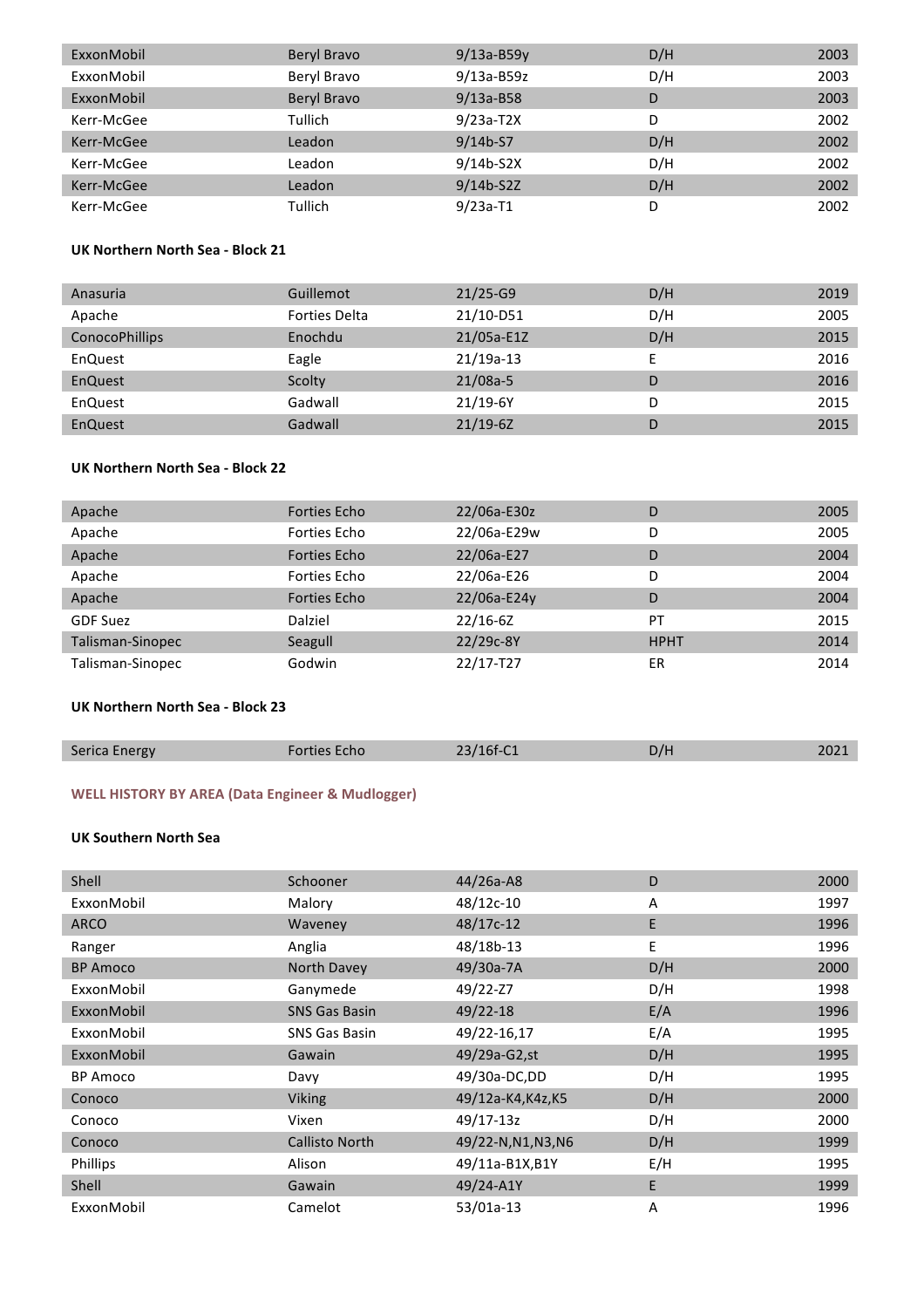| | | | | |
|---|---|---|---|---|
| ExxonMobil | Beryl Bravo | 9/13a-B59y | D/H | 2003 |
| ExxonMobil | Beryl Bravo | 9/13a-B59z | D/H | 2003 |
| ExxonMobil | Beryl Bravo | 9/13a-B58 | D | 2003 |
| Kerr-McGee | Tullich | 9/23a-T2X | D | 2002 |
| Kerr-McGee | Leadon | 9/14b-S7 | D/H | 2002 |
| Kerr-McGee | Leadon | 9/14b-S2X | D/H | 2002 |
| Kerr-McGee | Leadon | 9/14b-S2Z | D/H | 2002 |
| Kerr-McGee | Tullich | 9/23a-T1 | D | 2002 |

**UK Northern North Sea - Block 21**

| | | | | |
|---|---|---|---|---|
| Anasuria | Guillemot | 21/25-G9 | D/H | 2019 |
| Apache | Forties Delta | 21/10-D51 | D/H | 2005 |
| ConocoPhillips | Enochdu | 21/05a-E1Z | D/H | 2015 |
| EnQuest | Eagle | 21/19a-13 | E | 2016 |
| EnQuest | Scolty | 21/08a-5 | D | 2016 |
| EnQuest | Gadwall | 21/19-6Y | D | 2015 |
| EnQuest | Gadwall | 21/19-6Z | D | 2015 |

**UK Northern North Sea - Block 22**

| | | | | |
|---|---|---|---|---|
| Apache | Forties Echo | 22/06a-E30z | D | 2005 |
| Apache | Forties Echo | 22/06a-E29w | D | 2005 |
| Apache | Forties Echo | 22/06a-E27 | D | 2004 |
| Apache | Forties Echo | 22/06a-E26 | D | 2004 |
| Apache | Forties Echo | 22/06a-E24y | D | 2004 |
| GDF Suez | Dalziel | 22/16-6Z | PT | 2015 |
| Talisman-Sinopec | Seagull | 22/29c-8Y | HPHT | 2014 |
| Talisman-Sinopec | Godwin | 22/17-T27 | ER | 2014 |

**UK Northern North Sea - Block 23**

| | | | | |
|---|---|---|---|---|
| Serica Energy | Forties Echo | 23/16f-C1 | D/H | 2021 |

**WELL HISTORY BY AREA (Data Engineer & Mudlogger)**

**UK Southern North Sea**

| | | | | |
|---|---|---|---|---|
| Shell | Schooner | 44/26a-A8 | D | 2000 |
| ExxonMobil | Malory | 48/12c-10 | A | 1997 |
| ARCO | Waveney | 48/17c-12 | E | 1996 |
| Ranger | Anglia | 48/18b-13 | E | 1996 |
| BP Amoco | North Davey | 49/30a-7A | D/H | 2000 |
| ExxonMobil | Ganymede | 49/22-Z7 | D/H | 1998 |
| ExxonMobil | SNS Gas Basin | 49/22-18 | E/A | 1996 |
| ExxonMobil | SNS Gas Basin | 49/22-16,17 | E/A | 1995 |
| ExxonMobil | Gawain | 49/29a-G2,st | D/H | 1995 |
| BP Amoco | Davy | 49/30a-DC,DD | D/H | 1995 |
| Conoco | Viking | 49/12a-K4,K4z,K5 | D/H | 2000 |
| Conoco | Vixen | 49/17-13z | D/H | 2000 |
| Conoco | Callisto North | 49/22-N,N1,N3,N6 | D/H | 1999 |
| Phillips | Alison | 49/11a-B1X,B1Y | E/H | 1995 |
| Shell | Gawain | 49/24-A1Y | E | 1999 |
| ExxonMobil | Camelot | 53/01a-13 | A | 1996 |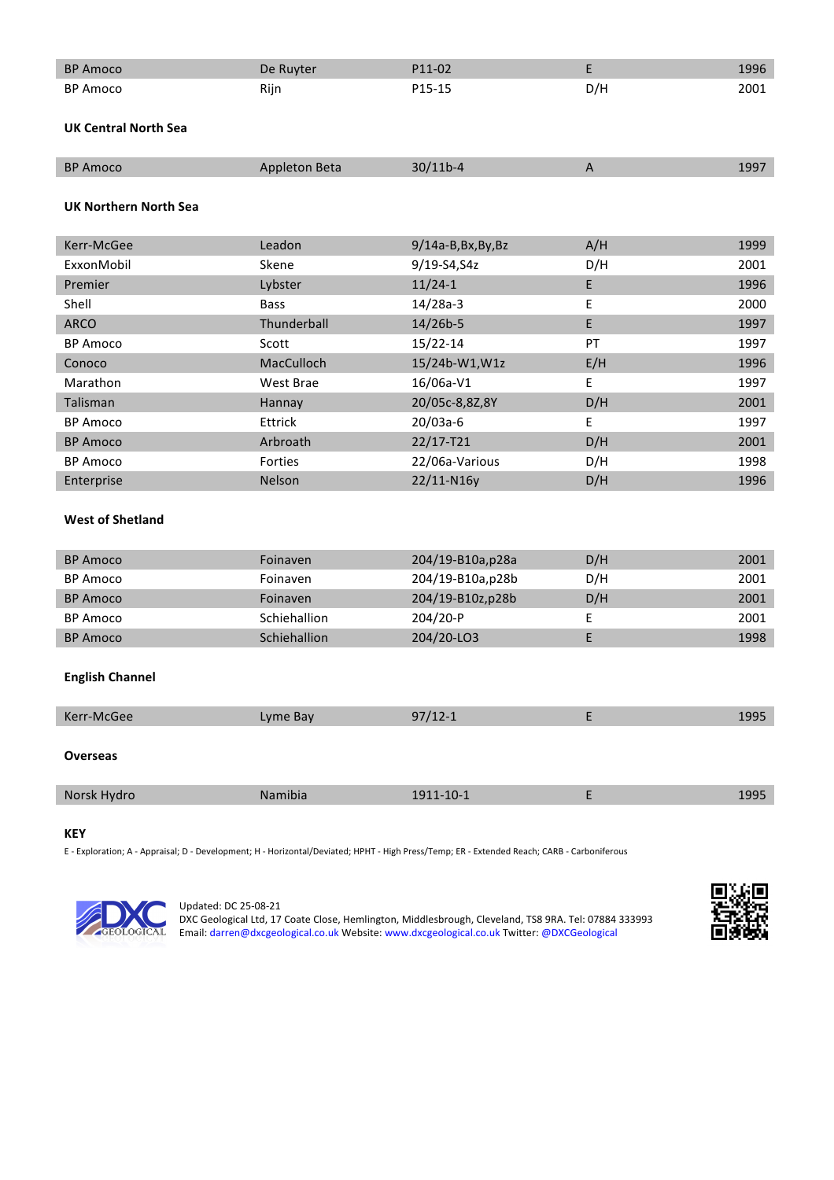| | | | | |
|---|---|---|---|---|
| BP Amoco | De Ruyter | P11-02 | E | 1996 |
| BP Amoco | Rijn | P15-15 | D/H | 2001 |

**UK Central North Sea**

| | | | | |
|---|---|---|---|---|
| BP Amoco | Appleton Beta | 30/11b-4 | A | 1997 |

**UK Northern North Sea**

| | | | | |
|---|---|---|---|---|
| Kerr-McGee | Leadon | 9/14a-B,Bx,By,Bz | A/H | 1999 |
| ExxonMobil | Skene | 9/19-S4,S4z | D/H | 2001 |
| Premier | Lybster | 11/24-1 | E | 1996 |
| Shell | Bass | 14/28a-3 | E | 2000 |
| ARCO | Thunderball | 14/26b-5 | E | 1997 |
| BP Amoco | Scott | 15/22-14 | PT | 1997 |
| Conoco | MacCulloch | 15/24b-W1,W1z | E/H | 1996 |
| Marathon | West Brae | 16/06a-V1 | E | 1997 |
| Talisman | Hannay | 20/05c-8,8Z,8Y | D/H | 2001 |
| BP Amoco | Ettrick | 20/03a-6 | E | 1997 |
| BP Amoco | Arbroath | 22/17-T21 | D/H | 2001 |
| BP Amoco | Forties | 22/06a-Various | D/H | 1998 |
| Enterprise | Nelson | 22/11-N16y | D/H | 1996 |

**West of Shetland**

| | | | | |
|---|---|---|---|---|
| BP Amoco | Foinaven | 204/19-B10a,p28a | D/H | 2001 |
| BP Amoco | Foinaven | 204/19-B10a,p28b | D/H | 2001 |
| BP Amoco | Foinaven | 204/19-B10z,p28b | D/H | 2001 |
| BP Amoco | Schiehallion | 204/20-P | E | 2001 |
| BP Amoco | Schiehallion | 204/20-LO3 | E | 1998 |

**English Channel**

| | | | | |
|---|---|---|---|---|
| Kerr-McGee | Lyme Bay | 97/12-1 | E | 1995 |

**Overseas**

| | | | | |
|---|---|---|---|---|
| Norsk Hydro | Namibia | 1911-10-1 | E | 1995 |

**KEY**

E - Exploration; A - Appraisal; D - Development; H - Horizontal/Deviated; HPHT - High Press/Temp; ER - Extended Reach; CARB - Carboniferous

Updated: DC 25-08-21
DXC Geological Ltd, 17 Coate Close, Hemlington, Middlesbrough, Cleveland, TS8 9RA. Tel: 07884 333993
Email: darren@dxcgeological.co.uk Website: www.dxcgeological.co.uk Twitter: @DXCGeological